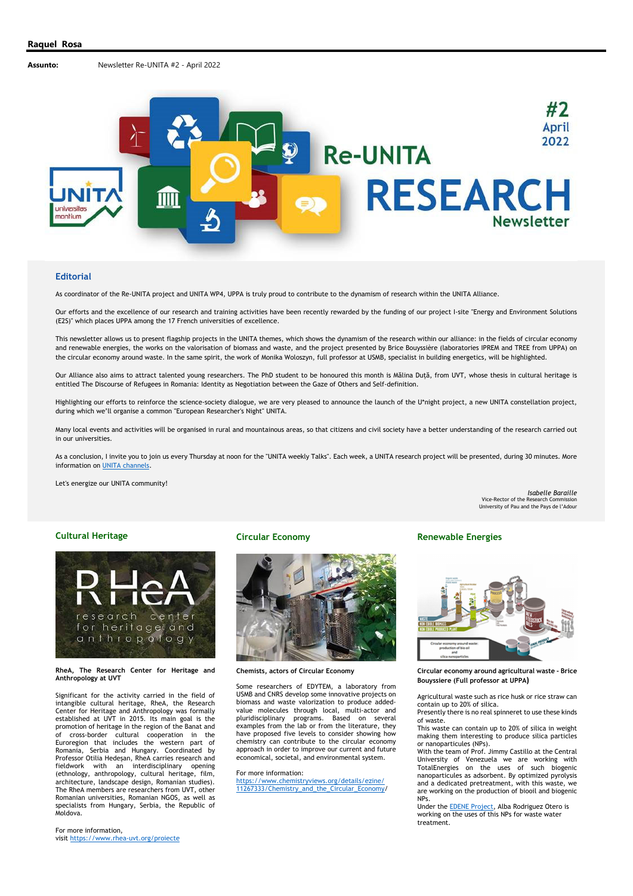**Raquel Rosa**

**Assunto:** Newsletter Re-UNITA #2 - April 2022

# Re-UNITA RESEARCH Newsletter

#2 April 2022

## Editorial

As coordinator of the Re-UNITA project and UNITA WP4, UPPA is truly proud to contribute to the dynamism of research within the UNITA Alliance.

Our efforts and the excellence of our research and training activities have been recently rewarded by the funding of our project I-site "Energy and Environment Solutions (E2S)" which places UPPA among the 17 French universities of excellence.

This newsletter allows us to present flagship projects in the UNITA themes, which shows the dynamism of the research within our alliance: in the fields of circular economy and renewable energies, the works on the valorisation of biomass and waste, and the project presented by Brice Bouyssière (laboratories IPREM and TREE from UPPA) on the circular economy around waste. In the same spirit, the work of Monika Woloszyn, full professor at USMB, specialist in building energetics, will be highlighted.

Our Alliance also aims to attract talented young researchers. The PhD student to be honoured this month is Mălina Duță, from UVT, whose thesis in cultural heritage is entitled The Discourse of Refugees in Romania: Identity as Negotiation between the Gaze of Others and Self-definition.

Highlighting our efforts to reinforce the science-society dialogue, we are very pleased to announce the launch of the U*night project, a new UNITA constellation project, during which we'll organise a common "European Researcher's Night" UNITA.

Many local events and activities will be organised in rural and mountainous areas, so that citizens and civil society have a better understanding of the research carried out in our universities.

As a conclusion, I invite you to join us every Thursday at noon for the "UNITA weekly Talks". Each week, a UNITA research project will be presented, during 30 minutes. More information on UNITA channels.

Let's energize our UNITA community!

*Isabelle Baraille*
Vice-Rector of the Research Commission
University of Pau and the Pays de l'Adour

## Cultural Heritage

**RheA, The Research Center for Heritage and Anthropology at UVT**

Significant for the activity carried in the field of intangible cultural heritage, RheA, the Research Center for Heritage and Anthropology was formally established at UVT in 2015. Its main goal is the promotion of heritage in the region of the Banat and of cross-border cultural cooperation in the Euroregion that includes the western part of Romania, Serbia and Hungary. Coordinated by Professor Otilia Hedeșan, RheA carries research and fieldwork with an interdisciplinary opening (ethnology, anthropology, cultural heritage, film, architecture, landscape design, Romanian studies). The RheA members are researchers from UVT, other Romanian universities, Romanian NGOS, as well as specialists from Hungary, Serbia, the Republic of Moldova.

For more information, visit https://www.rhea-uvt.org/proiecte

## Circular Economy

**Chemists, actors of Circular Economy**

Some researchers of EDYTEM, a laboratory from USMB and CNRS develop some innovative projects on biomass and waste valorization to produce added-value molecules through local, multi-actor and pluridisciplinary programs. Based on several examples from the lab or from the literature, they have proposed five levels to consider showing how chemistry can contribute to the circular economy approach in order to improve our current and future economical, societal, and environmental system.

For more information:
https://www.chemistryviews.org/details/ezine/11267333/Chemistry_and_the_Circular_Economy/

## Renewable Energies

**Circular economy around agricultural waste - Brice Bouyssiere (Full professor at UPPA)**

Agricultural waste such as rice husk or rice straw can contain up to 20% of silica.
Presently there is no real spinneret to use these kinds of waste.
This waste can contain up to 20% of silica in weight making them interesting to produce silica particles or nanoparticules (NPs).
With the team of Prof. Jimmy Castillo at the Central University of Venezuela we are working with TotalEnergies on the uses of such biogenic nanoparticules as adsorbent. By optimized pyrolysis and a dedicated pretreatment, with this waste, we are working on the production of biooil and biogenic NPs.
Under the EDENE Project, Alba Rodriguez Otero is working on the uses of this NPs for waste water treatment.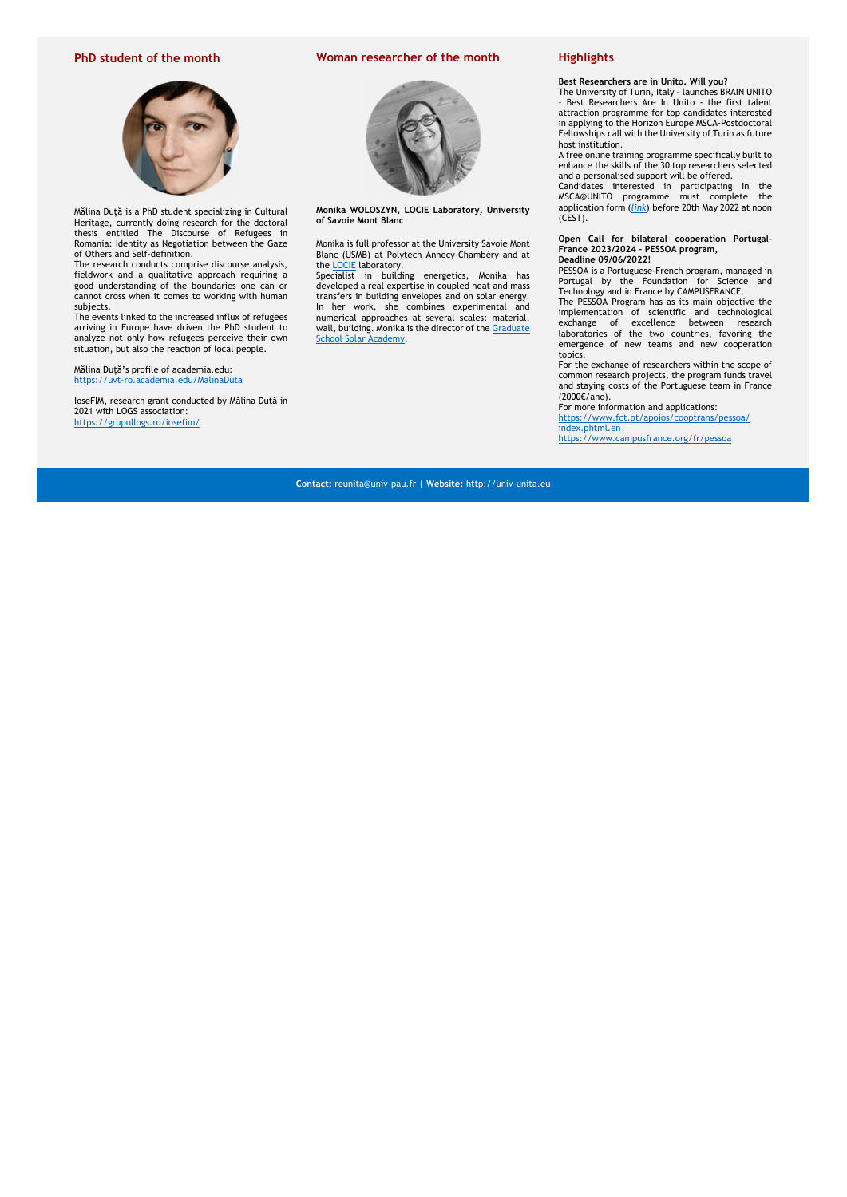## PhD student of the month

Mălina Duță is a PhD student specializing in Cultural Heritage, currently doing research for the doctoral thesis entitled The Discourse of Refugees in Romania: Identity as Negotiation between the Gaze of Others and Self-definition.
The research conducts comprise discourse analysis, fieldwork and a qualitative approach requiring a good understanding of the boundaries one can or cannot cross when it comes to working with human subjects.
The events linked to the increased influx of refugees arriving in Europe have driven the PhD student to analyze not only how refugees perceive their own situation, but also the reaction of local people.

Mălina Duță's profile of academia.edu:
https://uvt-ro.academia.edu/MalinaDuta

IoseFIM, research grant conducted by Mălina Duță in 2021 with LOGS association:
https://grupullogs.ro/iosefim/

## Woman researcher of the month

**Monika WOLOSZYN, LOCIE Laboratory, University of Savoie Mont Blanc**

Monika is full professor at the University Savoie Mont Blanc (USMB) at Polytech Annecy-Chambéry and at the LOCIE laboratory.
Specialist in building energetics, Monika has developed a real expertise in coupled heat and mass transfers in building envelopes and on solar energy. In her work, she combines experimental and numerical approaches at several scales: material, wall, building. Monika is the director of the Graduate School Solar Academy.

## Highlights

**Best Researchers are in Unito. Will you?**
The University of Turin, Italy - launches BRAIN UNITO - Best Researchers Are In Unito - the first talent attraction programme for top candidates interested in applying to the Horizon Europe MSCA-Postdoctoral Fellowships call with the University of Turin as future host institution.
A free online training programme specifically built to enhance the skills of the 30 top researchers selected and a personalised support will be offered.
Candidates interested in participating in the MSCA@UNITO programme must complete the application form (*link*) before 20th May 2022 at noon (CEST).

**Open Call for bilateral cooperation Portugal-France 2023/2024 - PESSOA program, Deadline 09/06/2022!**
PESSOA is a Portuguese-French program, managed in Portugal by the Foundation for Science and Technology and in France by CAMPUSFRANCE.
The PESSOA Program has as its main objective the implementation of scientific and technological exchange of excellence between research laboratories of the two countries, favoring the emergence of new teams and new cooperation topics.
For the exchange of researchers within the scope of common research projects, the program funds travel and staying costs of the Portuguese team in France (2000€/ano).
For more information and applications:
https://www.fct.pt/apoios/cooptrans/pessoa/index.phtml.en
https://www.campusfrance.org/fr/pessoa

**Contact:** reunita@univ-pau.fr | **Website:** http://univ-unita.eu